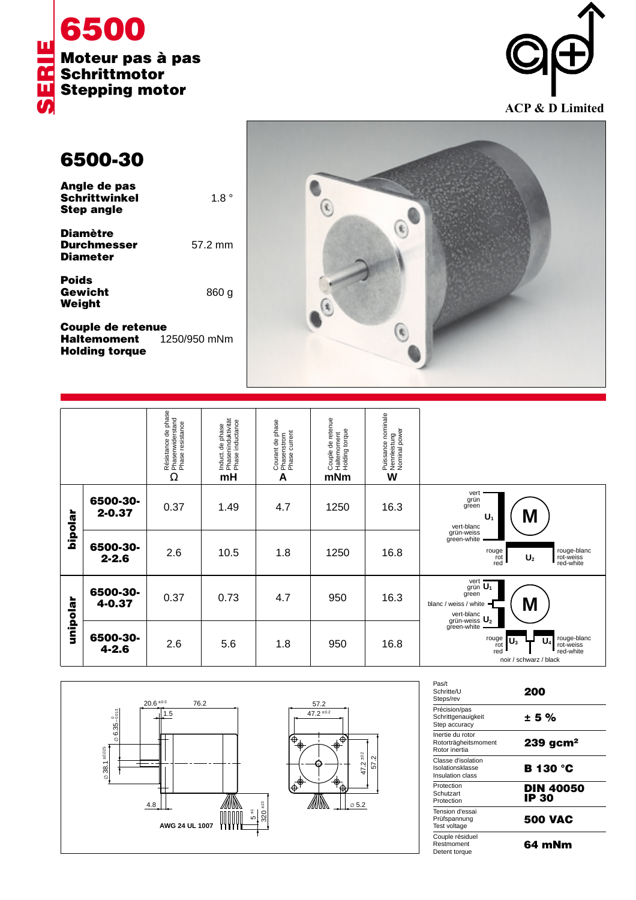# SERIE 6500

**Moteur pas à pas**
**Schrittmotor**
**Stepping motor**

ACP & D Limited

## 6500-30

| | |
|---|---|
| **Angle de pas** / **Schrittwinkel** / **Step angle** | 1.8 ° |
| **Diamètre** / **Durchmesser** / **Diameter** | 57.2 mm |
| **Poids** / **Gewicht** / **Weight** | 860 g |
| **Couple de retenue** / **Haltemoment** / **Holding torque** | 1250/950 mNm |

| | | Résistance de phase / Phasenwiderstand / Phase resistance Ω | Induct. de phase / Phaseninduktivität / Phase inductance mH | Courant de phase / Phasenstrom / Phase current A | Couple de retenue / Haltemoment / Holding torque mNm | Puissance nominale / Nennleistung / Nominal power W |
|---|---|---|---|---|---|---|
| bipolar | **6500-30-2-0.37** | 0.37 | 1.49 | 4.7 | 1250 | 16.3 |
| bipolar | **6500-30-2-2.6** | 2.6 | 10.5 | 1.8 | 1250 | 16.8 |
| unipolar | **6500-30-4-0.37** | 0.37 | 0.73 | 4.7 | 950 | 16.3 |
| unipolar | **6500-30-4-2.6** | 2.6 | 5.6 | 1.8 | 950 | 16.8 |

Bipolar wiring: vert / grün / green; $U_1$; vert-blanc / grün-weiss / green-white; rouge / rot / red; $U_2$; rouge-blanc / rot-weiss / red-white; M

Unipolar wiring: vert / grün / green; $U_1$; blanc / weiss / white; vert-blanc / grün-weiss / green-white; $U_2$; rouge / rot / red; $U_3$; $U_4$; rouge-blanc / rot-weiss / red-white; noir / schwarz / black; M

Dimensions: 20.6 ±0.5; 76.2; 1.5; ∅ 6.35 0/−0.013; ∅ 38.1 ±0.025; 4.8; 5 ±1; 320 ±10; AWG 24 UL 1007; 57.2; 47.2 ±0.2; 47.2 ±0.2; 57.2; ∅ 5.2

| | |
|---|---|
| Pas/t / Schritte/U / Steps/rev | **200** |
| Précision/pas / Schrittgenauigkeit / Step accuracy | **± 5 %** |
| Inertie du rotor / Rotorträgheitsmoment / Rotor inertia | **239 gcm²** |
| Classe d'isolation / Isolationsklasse / Insulation class | **B 130 °C** |
| Protection / Schutzart / Protection | **DIN 40050 IP 30** |
| Tension d'essai / Prüfspannung / Test voltage | **500 VAC** |
| Couple résiduel / Restmoment / Detent torque | **64 mNm** |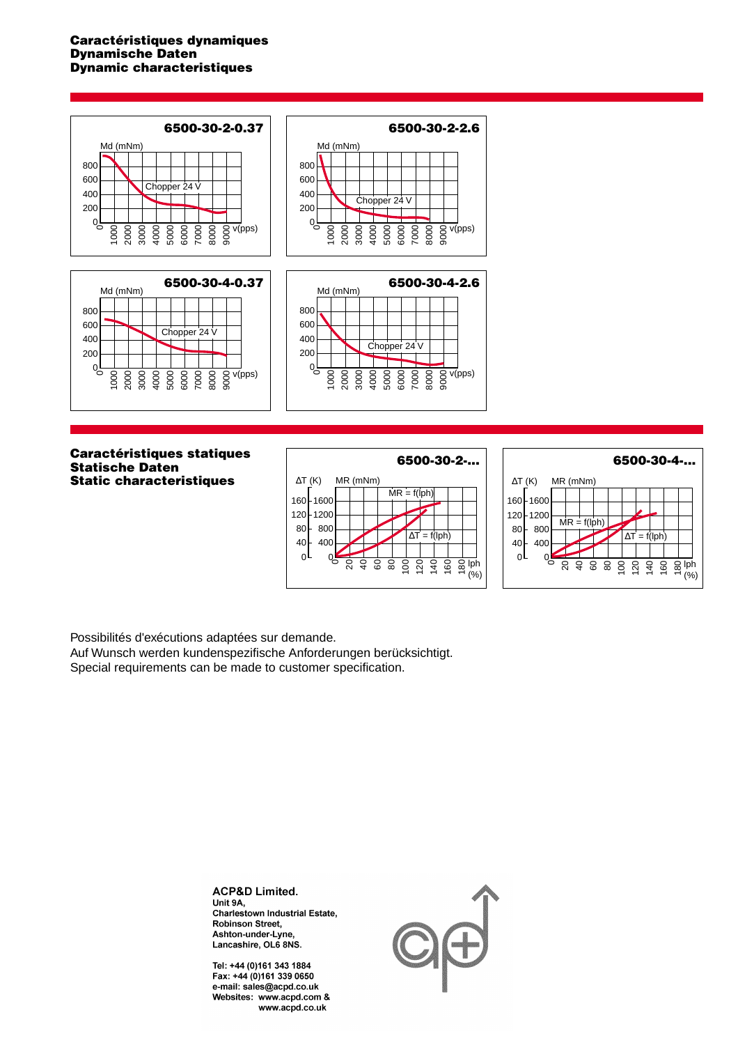**Caractéristiques dynamiques**
**Dynamische Daten**
**Dynamic characteristiques**

**6500-30-2-0.37**

Md (mNm)

800
600
400
200
0

Chopper 24 V

0 1000 2000 3000 4000 5000 6000 7000 8000 9000 v(pps)

**6500-30-2-2.6**

Md (mNm)

800
600
400
200
0

Chopper 24 V

0 1000 2000 3000 4000 5000 6000 7000 8000 9000 v(pps)

**6500-30-4-0.37**

Md (mNm)

800
600
400
200
0

Chopper 24 V

0 1000 2000 3000 4000 5000 6000 7000 8000 9000 v(pps)

**6500-30-4-2.6**

Md (mNm)

800
600
400
200
0

Chopper 24 V

0 1000 2000 3000 4000 5000 6000 7000 8000 9000 v(pps)

**Caractéristiques statiques**
**Statische Daten**
**Static characteristiques**

**6500-30-2-...**

ΔT (K) MR (mNm)

160 1600
120 1200
80 800
40 400
0 0

MR = f(Iph)

ΔT = f(Iph)

0 20 40 60 80 100 120 140 160 180 Iph (%)

**6500-30-4-...**

ΔT (K) MR (mNm)

160 1600
120 1200
80 800
40 400
0 0

MR = f(Iph)

ΔT = f(Iph)

0 20 40 60 80 100 120 140 160 180 Iph (%)

Possibilités d'exécutions adaptées sur demande.
Auf Wunsch werden kundenspezifische Anforderungen berücksichtigt.
Special requirements can be made to customer specification.

**ACP&D Limited.**
**Unit 9A,**
**Charlestown Industrial Estate,**
**Robinson Street,**
**Ashton-under-Lyne,**
**Lancashire, OL6 8NS.**

**Tel: +44 (0)161 343 1884**
**Fax: +44 (0)161 339 0650**
**e-mail: sales@acpd.co.uk**
**Websites: www.acpd.com &**
**www.acpd.co.uk**